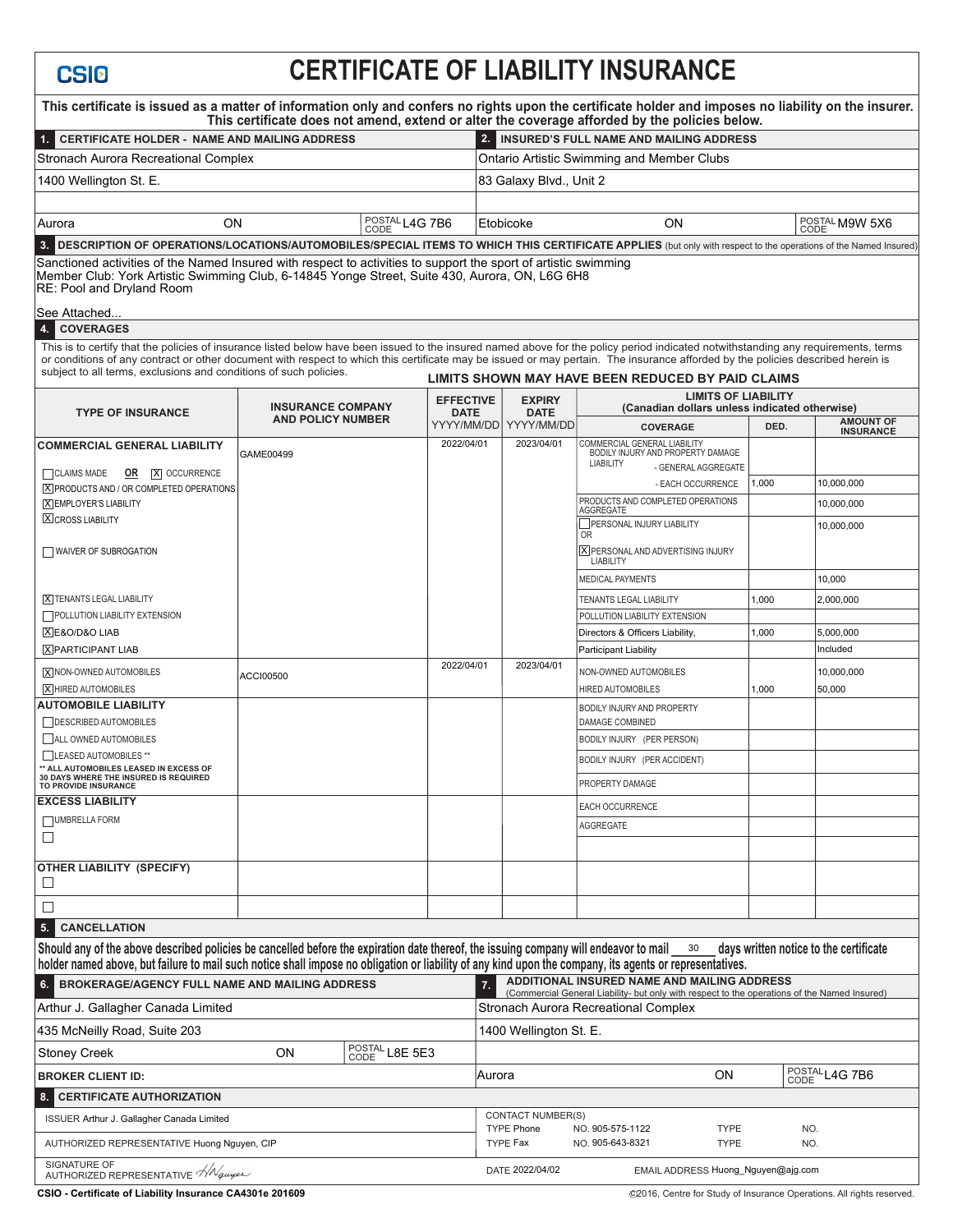CSIO

# CERTIFICATE OF LIABILITY INSURANCE

**This certificate is issued as a matter of information only and confers no rights upon the certificate holder and imposes no liability on the insurer. This certificate does not amend, extend or alter the coverage afforded by the policies below.**

| 1. CERTIFICATE HOLDER - NAME AND MAILING ADDRESS | | | 2. INSURED'S FULL NAME AND MAILING ADDRESS | | |
|---|---|---|---|---|---|
| Stronach Aurora Recreational Complex | | | Ontario Artistic Swimming and Member Clubs | | |
| 1400 Wellington St. E. | | | 83 Galaxy Blvd., Unit 2 | | |
| Aurora | ON | POSTAL CODE L4G 7B6 | Etobicoke | ON | POSTAL CODE M9W 5X6 |

**3. DESCRIPTION OF OPERATIONS/LOCATIONS/AUTOMOBILES/SPECIAL ITEMS TO WHICH THIS CERTIFICATE APPLIES** (but only with respect to the operations of the Named Insured)

Sanctioned activities of the Named Insured with respect to activities to support the sport of artistic swimming
Member Club: York Artistic Swimming Club, 6-14845 Yonge Street, Suite 430, Aurora, ON, L6G 6H8
RE: Pool and Dryland Room

See Attached...

**4. COVERAGES**

This is to certify that the policies of insurance listed below have been issued to the insured named above for the policy period indicated notwithstanding any requirements, terms or conditions of any contract or other document with respect to which this certificate may be issued or may pertain. The insurance afforded by the policies described herein is subject to all terms, exclusions and conditions of such policies.

**LIMITS SHOWN MAY HAVE BEEN REDUCED BY PAID CLAIMS**

| TYPE OF INSURANCE | INSURANCE COMPANY AND POLICY NUMBER | EFFECTIVE DATE YYYY/MM/DD | EXPIRY DATE YYYY/MM/DD | LIMITS OF LIABILITY (Canadian dollars unless indicated otherwise) COVERAGE | DED. | AMOUNT OF INSURANCE |
|---|---|---|---|---|---|---|
| **COMMERCIAL GENERAL LIABILITY** | GAME00499 | 2022/04/01 | 2023/04/01 | COMMERCIAL GENERAL LIABILITY BODILY INJURY AND PROPERTY DAMAGE LIABILITY - GENERAL AGGREGATE | | |
| [ ] CLAIMS MADE **OR** [X] OCCURRENCE | | | | - EACH OCCURRENCE | 1,000 | 10,000,000 |
| [X] PRODUCTS AND / OR COMPLETED OPERATIONS | | | | PRODUCTS AND COMPLETED OPERATIONS AGGREGATE | | 10,000,000 |
| [X] EMPLOYER'S LIABILITY | | | | [ ] PERSONAL INJURY LIABILITY OR [X] PERSONAL AND ADVERTISING INJURY LIABILITY | | 10,000,000 |
| [X] CROSS LIABILITY | | | | | | |
| [ ] WAIVER OF SUBROGATION | | | | MEDICAL PAYMENTS | | 10,000 |
| [X] TENANTS LEGAL LIABILITY | | | | TENANTS LEGAL LIABILITY | 1,000 | 2,000,000 |
| [ ] POLLUTION LIABILITY EXTENSION | | | | POLLUTION LIABILITY EXTENSION | | |
| [X] E&O/D&O LIAB | | | | Directors & Officers Liability, | 1,000 | 5,000,000 |
| [X] PARTICIPANT LIAB | | | | Participant Liability | | Included |
| [X] NON-OWNED AUTOMOBILES | ACCI00500 | 2022/04/01 | 2023/04/01 | NON-OWNED AUTOMOBILES | | 10,000,000 |
| [X] HIRED AUTOMOBILES | | | | HIRED AUTOMOBILES | 1,000 | 50,000 |
| **AUTOMOBILE LIABILITY** | | | | BODILY INJURY AND PROPERTY DAMAGE COMBINED | | |
| [ ] DESCRIBED AUTOMOBILES | | | | | | |
| [ ] ALL OWNED AUTOMOBILES | | | | BODILY INJURY (PER PERSON) | | |
| [ ] LEASED AUTOMOBILES ** | | | | BODILY INJURY (PER ACCIDENT) | | |
| ** ALL AUTOMOBILES LEASED IN EXCESS OF 30 DAYS WHERE THE INSURED IS REQUIRED TO PROVIDE INSURANCE | | | | PROPERTY DAMAGE | | |
| **EXCESS LIABILITY** | | | | EACH OCCURRENCE | | |
| [ ] UMBRELLA FORM | | | | AGGREGATE | | |
| [ ] | | | | | | |
| **OTHER LIABILITY (SPECIFY)** | | | | | | |
| [ ] | | | | | | |
| [ ] | | | | | | |

**5. CANCELLATION**

**Should any of the above described policies be cancelled before the expiration date thereof, the issuing company will endeavor to mail 30 days written notice to the certificate holder named above, but failure to mail such notice shall impose no obligation or liability of any kind upon the company, its agents or representatives.**

| 6. BROKERAGE/AGENCY FULL NAME AND MAILING ADDRESS | | | 7. ADDITIONAL INSURED NAME AND MAILING ADDRESS (Commercial General Liability- but only with respect to the operations of the Named Insured) | | |
|---|---|---|---|---|---|
| Arthur J. Gallagher Canada Limited | | | Stronach Aurora Recreational Complex | | |
| 435 McNeilly Road, Suite 203 | | | 1400 Wellington St. E. | | |
| Stoney Creek | ON | POSTAL CODE L8E 5E3 | | | |
| BROKER CLIENT ID: | | | Aurora | ON | POSTAL CODE L4G 7B6 |

**8. CERTIFICATE AUTHORIZATION**

| | |
|---|---|
| ISSUER Arthur J. Gallagher Canada Limited | CONTACT NUMBER(S) TYPE Phone NO. 905-575-1122 TYPE NO. |
| AUTHORIZED REPRESENTATIVE Huong Nguyen, CIP | TYPE Fax NO. 905-643-8321 TYPE NO. |
| SIGNATURE OF AUTHORIZED REPRESENTATIVE H Nguyen | DATE 2022/04/02 EMAIL ADDRESS Huong_Nguyen@ajg.com |

CSIO - Certificate of Liability Insurance CA4301e 201609 ©2016, Centre for Study of Insurance Operations. All rights reserved.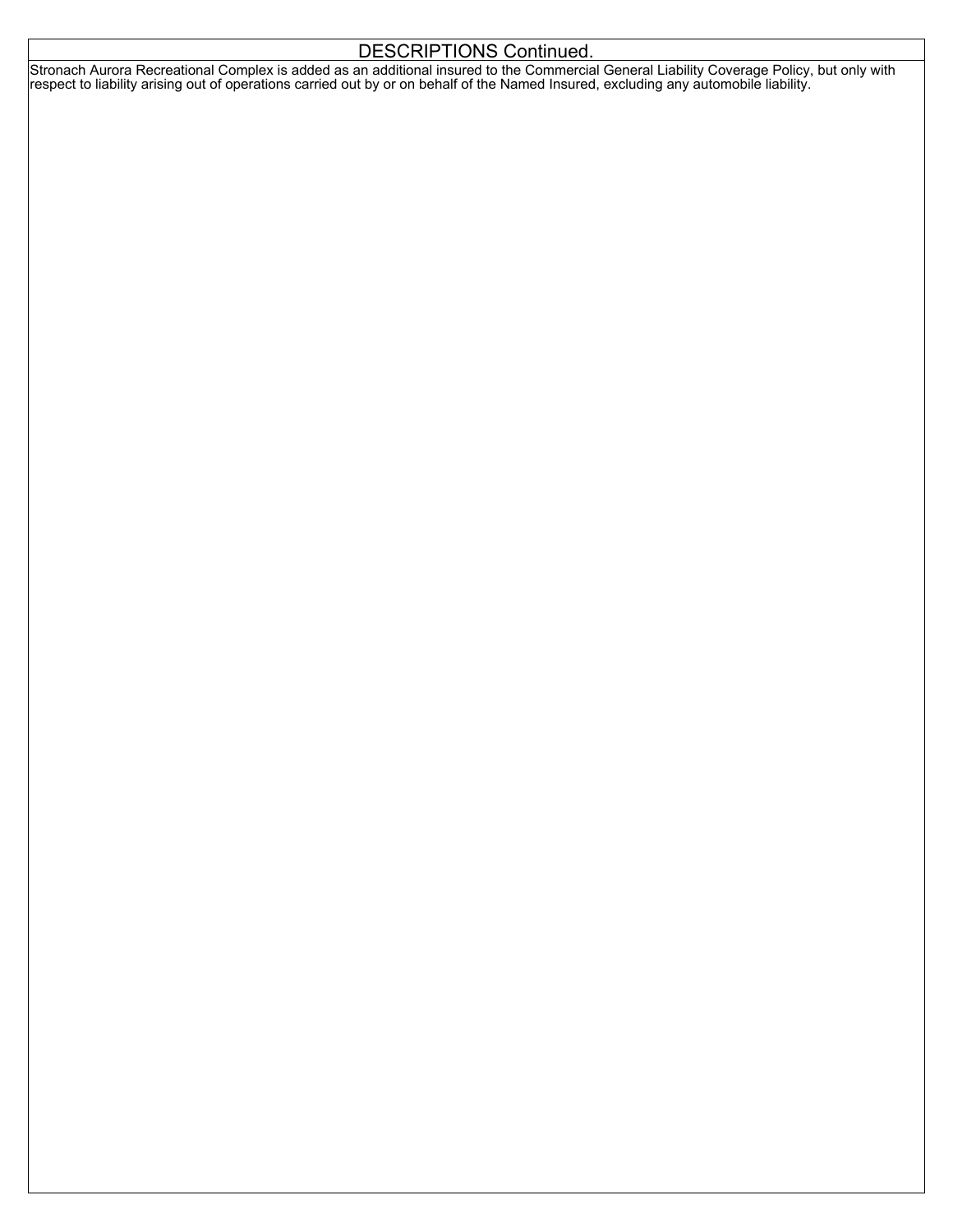## DESCRIPTIONS Continued.

Stronach Aurora Recreational Complex is added as an additional insured to the Commercial General Liability Coverage Policy, but only with respect to liability arising out of operations carried out by or on behalf of the Named Insured, excluding any automobile liability.